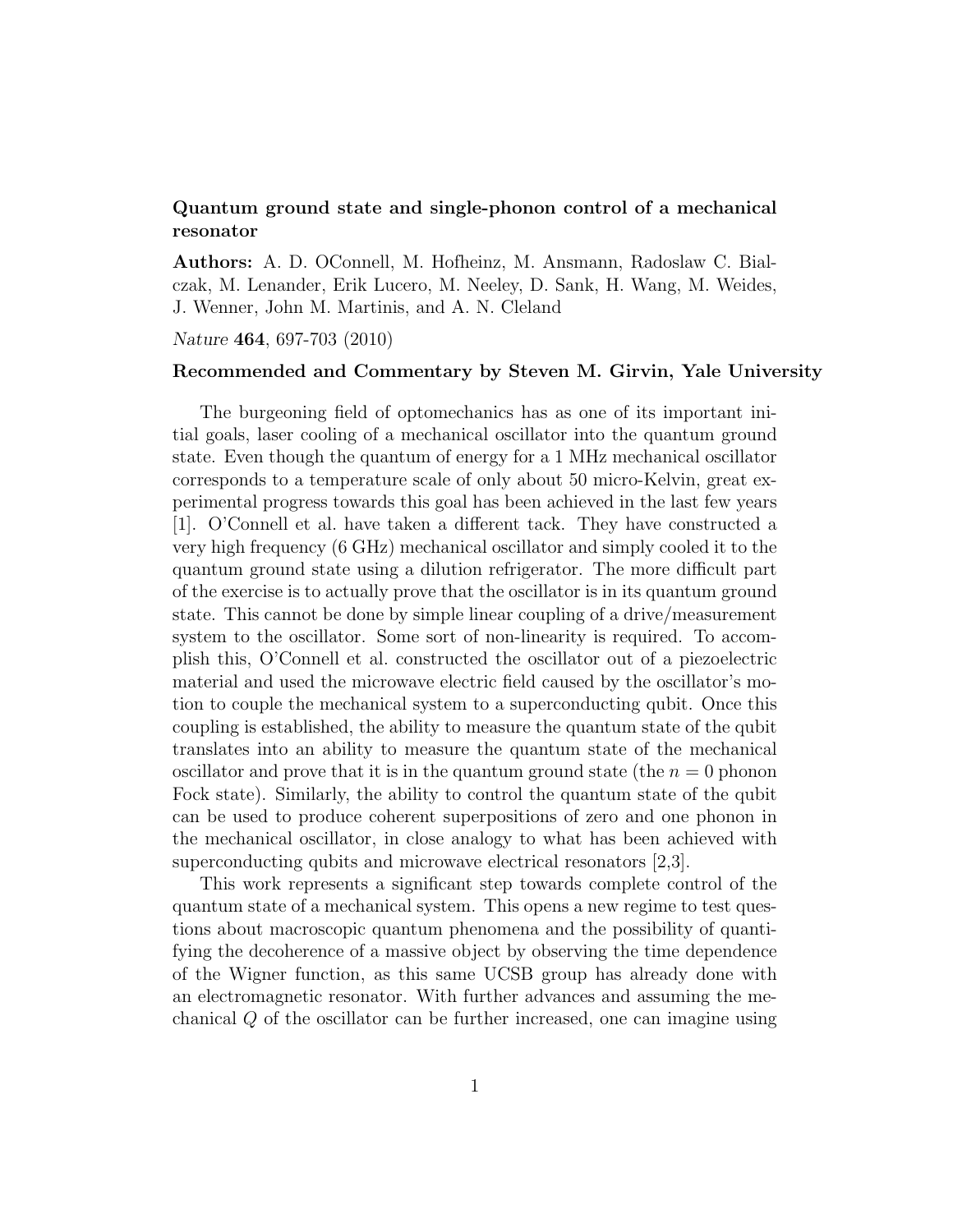**Quantum ground state and single-phonon control of a mechanical resonator**

**Authors:** A. D. OConnell, M. Hofheinz, M. Ansmann, Radoslaw C. Bialczak, M. Lenander, Erik Lucero, M. Neeley, D. Sank, H. Wang, M. Weides, J. Wenner, John M. Martinis, and A. N. Cleland

*Nature* **464**, 697-703 (2010)

**Recommended and Commentary by Steven M. Girvin, Yale University**

The burgeoning field of optomechanics has as one of its important initial goals, laser cooling of a mechanical oscillator into the quantum ground state. Even though the quantum of energy for a 1 MHz mechanical oscillator corresponds to a temperature scale of only about 50 micro-Kelvin, great experimental progress towards this goal has been achieved in the last few years [1]. O'Connell et al. have taken a different tack. They have constructed a very high frequency (6 GHz) mechanical oscillator and simply cooled it to the quantum ground state using a dilution refrigerator. The more difficult part of the exercise is to actually prove that the oscillator is in its quantum ground state. This cannot be done by simple linear coupling of a drive/measurement system to the oscillator. Some sort of non-linearity is required. To accomplish this, O'Connell et al. constructed the oscillator out of a piezoelectric material and used the microwave electric field caused by the oscillator's motion to couple the mechanical system to a superconducting qubit. Once this coupling is established, the ability to measure the quantum state of the qubit translates into an ability to measure the quantum state of the mechanical oscillator and prove that it is in the quantum ground state (the $n = 0$ phonon Fock state). Similarly, the ability to control the quantum state of the qubit can be used to produce coherent superpositions of zero and one phonon in the mechanical oscillator, in close analogy to what has been achieved with superconducting qubits and microwave electrical resonators [2,3].

This work represents a significant step towards complete control of the quantum state of a mechanical system. This opens a new regime to test questions about macroscopic quantum phenomena and the possibility of quantifying the decoherence of a massive object by observing the time dependence of the Wigner function, as this same UCSB group has already done with an electromagnetic resonator. With further advances and assuming the mechanical $Q$ of the oscillator can be further increased, one can imagine using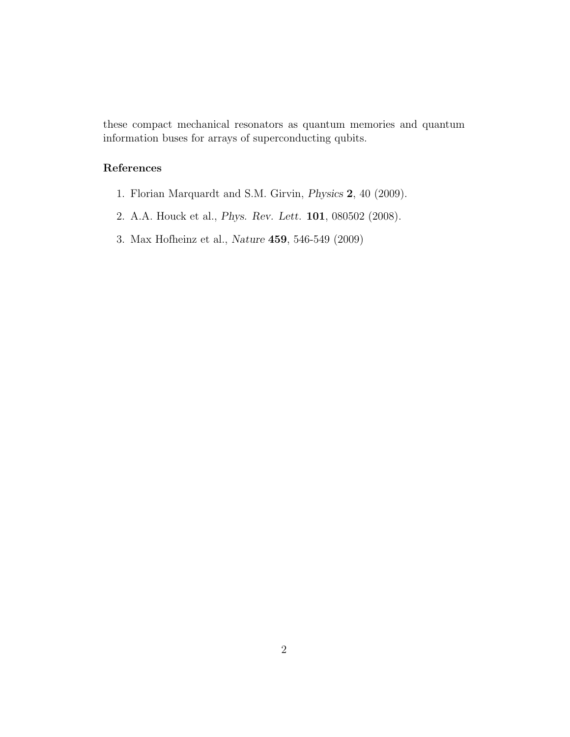these compact mechanical resonators as quantum memories and quantum information buses for arrays of superconducting qubits.

## References

1. Florian Marquardt and S.M. Girvin, *Physics* **2**, 40 (2009).
2. A.A. Houck et al., *Phys. Rev. Lett.* **101**, 080502 (2008).
3. Max Hofheinz et al., *Nature* **459**, 546-549 (2009)